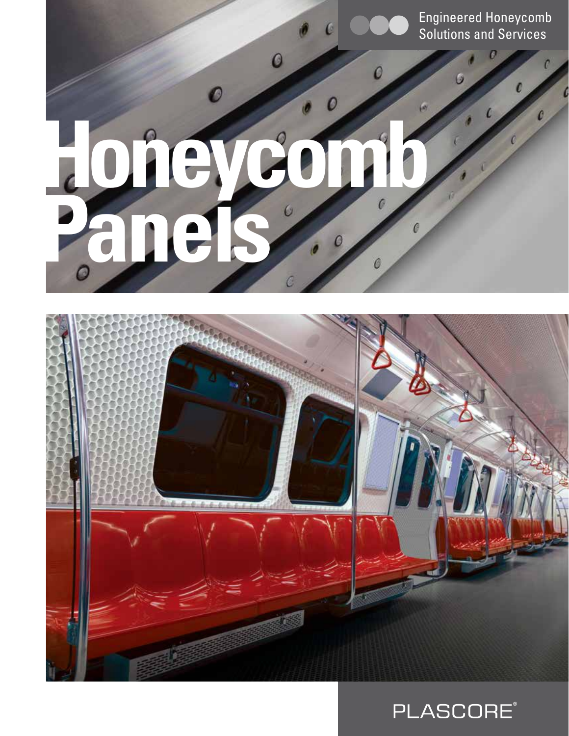Engineered Honeycomb Solutions and Services

# Honeycomb Panels

PLASCORE®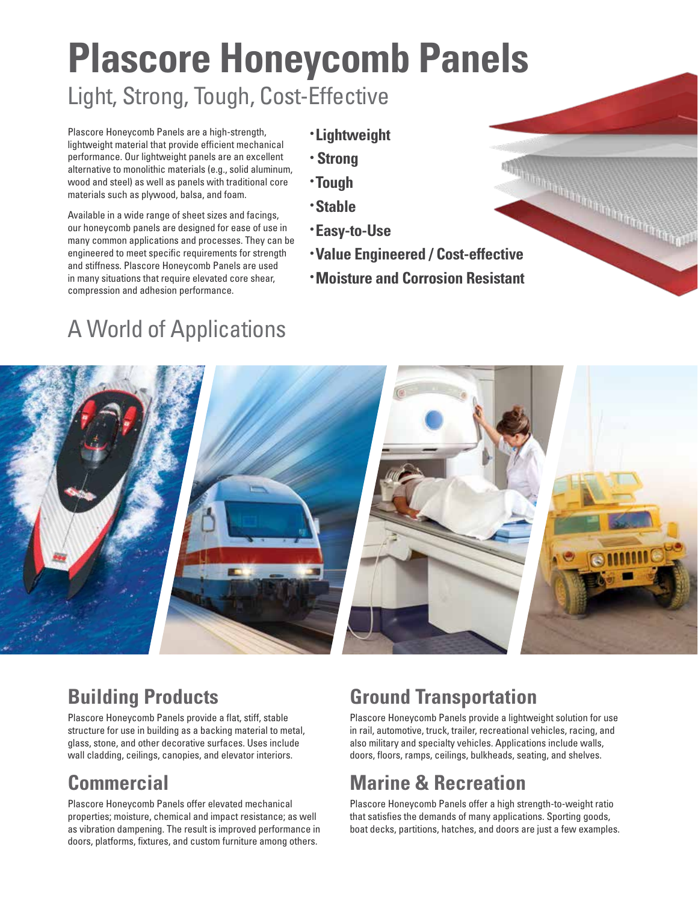# Plascore Honeycomb Panels

## Light, Strong, Tough, Cost-Effective

Plascore Honeycomb Panels are a high-strength, lightweight material that provide efficient mechanical performance. Our lightweight panels are an excellent alternative to monolithic materials (e.g., solid aluminum, wood and steel) as well as panels with traditional core materials such as plywood, balsa, and foam.

Available in a wide range of sheet sizes and facings, our honeycomb panels are designed for ease of use in many common applications and processes. They can be engineered to meet specific requirements for strength and stiffness. Plascore Honeycomb Panels are used in many situations that require elevated core shear, compression and adhesion performance.

- **Lightweight**
- **Strong**
- **Tough**
- **Stable**
- **Easy-to-Use**
- **Value Engineered / Cost-effective**
- **Moisture and Corrosion Resistant**

## A World of Applications

## Building Products

Plascore Honeycomb Panels provide a flat, stiff, stable structure for use in building as a backing material to metal, glass, stone, and other decorative surfaces. Uses include wall cladding, ceilings, canopies, and elevator interiors.

## Commercial

Plascore Honeycomb Panels offer elevated mechanical properties; moisture, chemical and impact resistance; as well as vibration dampening. The result is improved performance in doors, platforms, fixtures, and custom furniture among others.

## Ground Transportation

Plascore Honeycomb Panels provide a lightweight solution for use in rail, automotive, truck, trailer, recreational vehicles, racing, and also military and specialty vehicles. Applications include walls, doors, floors, ramps, ceilings, bulkheads, seating, and shelves.

## Marine & Recreation

Plascore Honeycomb Panels offer a high strength-to-weight ratio that satisfies the demands of many applications. Sporting goods, boat decks, partitions, hatches, and doors are just a few examples.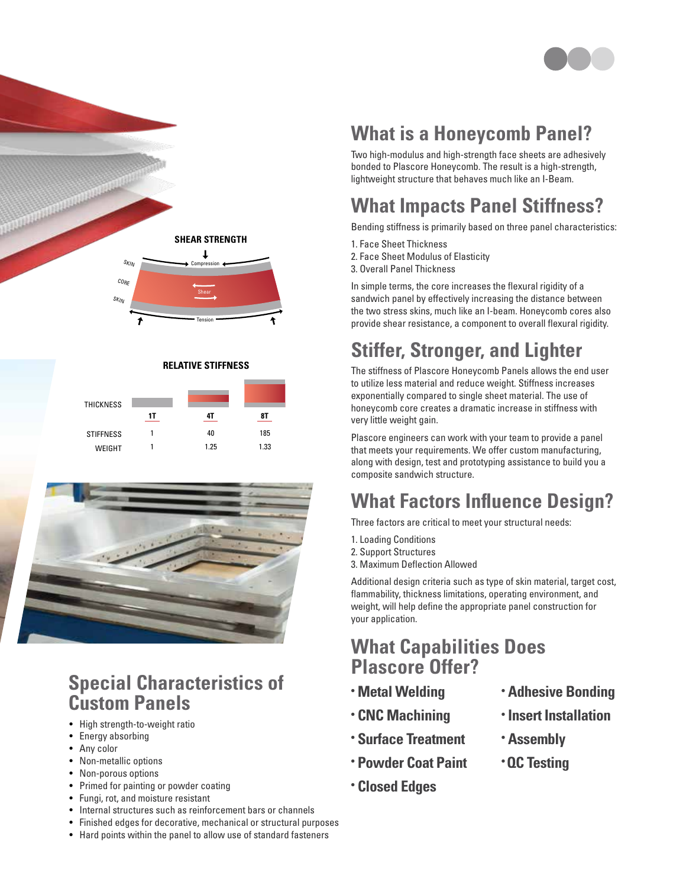**SHEAR STRENGTH**

SKIN — Compression

CORE — Shear

SKIN — Tension

**RELATIVE STIFFNESS**

| THICKNESS | 1T | 4T | 8T |
|---|---|---|---|
| STIFFNESS | 1 | 40 | 185 |
| WEIGHT | 1 | 1.25 | 1.33 |

## Special Characteristics of Custom Panels

- High strength-to-weight ratio
- Energy absorbing
- Any color
- Non-metallic options
- Non-porous options
- Primed for painting or powder coating
- Fungi, rot, and moisture resistant
- Internal structures such as reinforcement bars or channels
- Finished edges for decorative, mechanical or structural purposes
- Hard points within the panel to allow use of standard fasteners

## What is a Honeycomb Panel?

Two high-modulus and high-strength face sheets are adhesively bonded to Plascore Honeycomb. The result is a high-strength, lightweight structure that behaves much like an I-Beam.

## What Impacts Panel Stiffness?

Bending stiffness is primarily based on three panel characteristics:

1. Face Sheet Thickness
2. Face Sheet Modulus of Elasticity
3. Overall Panel Thickness

In simple terms, the core increases the flexural rigidity of a sandwich panel by effectively increasing the distance between the two stress skins, much like an I-beam. Honeycomb cores also provide shear resistance, a component to overall flexural rigidity.

## Stiffer, Stronger, and Lighter

The stiffness of Plascore Honeycomb Panels allows the end user to utilize less material and reduce weight. Stiffness increases exponentially compared to single sheet material. The use of honeycomb core creates a dramatic increase in stiffness with very little weight gain.

Plascore engineers can work with your team to provide a panel that meets your requirements. We offer custom manufacturing, along with design, test and prototyping assistance to build you a composite sandwich structure.

## What Factors Influence Design?

Three factors are critical to meet your structural needs:

1. Loading Conditions
2. Support Structures
3. Maximum Deflection Allowed

Additional design criteria such as type of skin material, target cost, flammability, thickness limitations, operating environment, and weight, will help define the appropriate panel construction for your application.

## What Capabilities Does Plascore Offer?

- **Metal Welding**
- **CNC Machining**
- **Surface Treatment**
- **Powder Coat Paint**
- **Closed Edges**
- **Adhesive Bonding**
- **Insert Installation**
- **Assembly**
- **QC Testing**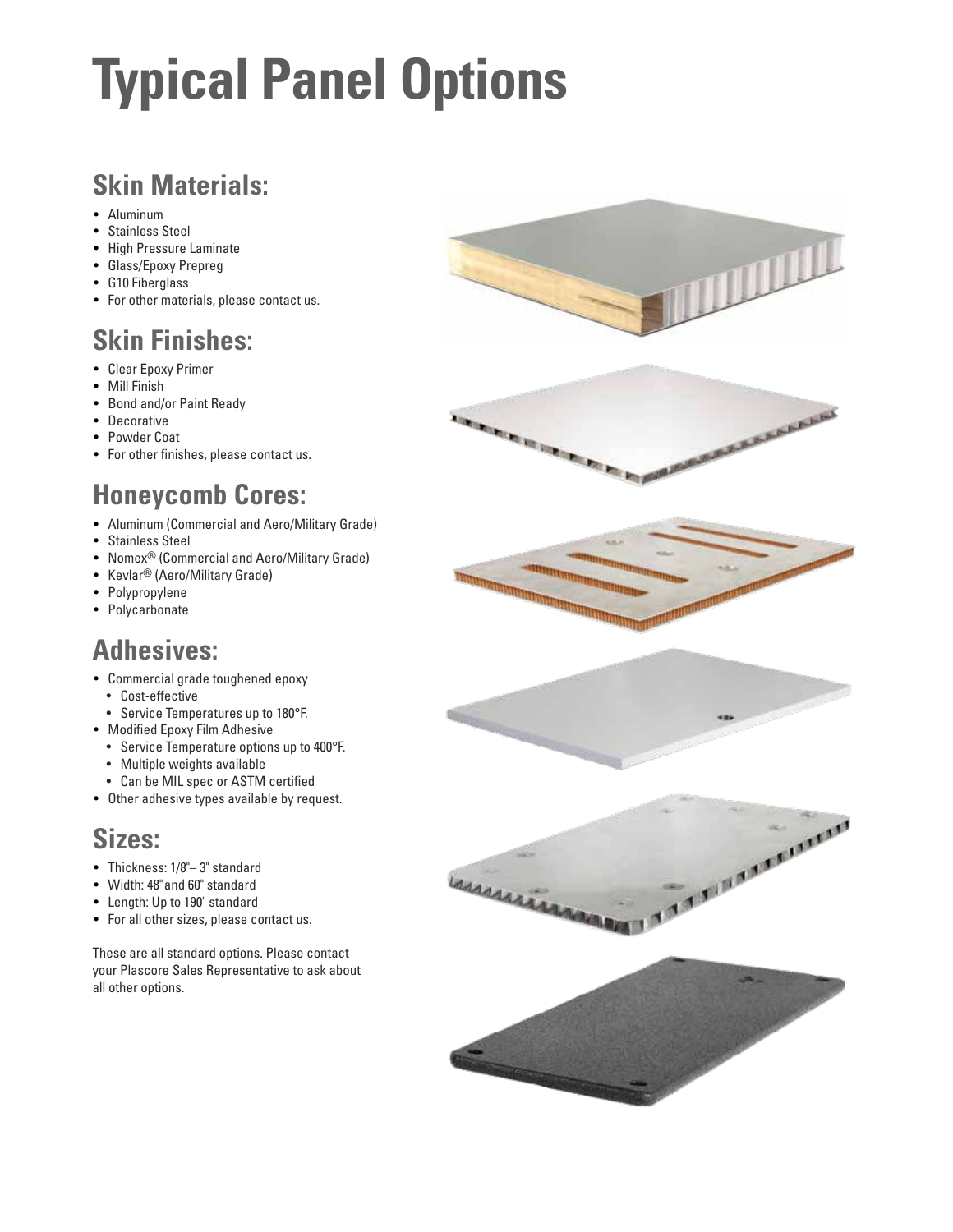# Typical Panel Options

## Skin Materials:

- Aluminum
- Stainless Steel
- High Pressure Laminate
- Glass/Epoxy Prepreg
- G10 Fiberglass
- For other materials, please contact us.

## Skin Finishes:

- Clear Epoxy Primer
- Mill Finish
- Bond and/or Paint Ready
- Decorative
- Powder Coat
- For other finishes, please contact us.

## Honeycomb Cores:

- Aluminum (Commercial and Aero/Military Grade)
- Stainless Steel
- Nomex® (Commercial and Aero/Military Grade)
- Kevlar® (Aero/Military Grade)
- Polypropylene
- Polycarbonate

## Adhesives:

- Commercial grade toughened epoxy
  - Cost-effective
  - Service Temperatures up to 180°F.
- Modified Epoxy Film Adhesive
  - Service Temperature options up to 400°F.
  - Multiple weights available
  - Can be MIL spec or ASTM certified
- Other adhesive types available by request.

## Sizes:

- Thickness: 1/8"– 3" standard
- Width: 48" and 60" standard
- Length: Up to 190" standard
- For all other sizes, please contact us.

These are all standard options. Please contact your Plascore Sales Representative to ask about all other options.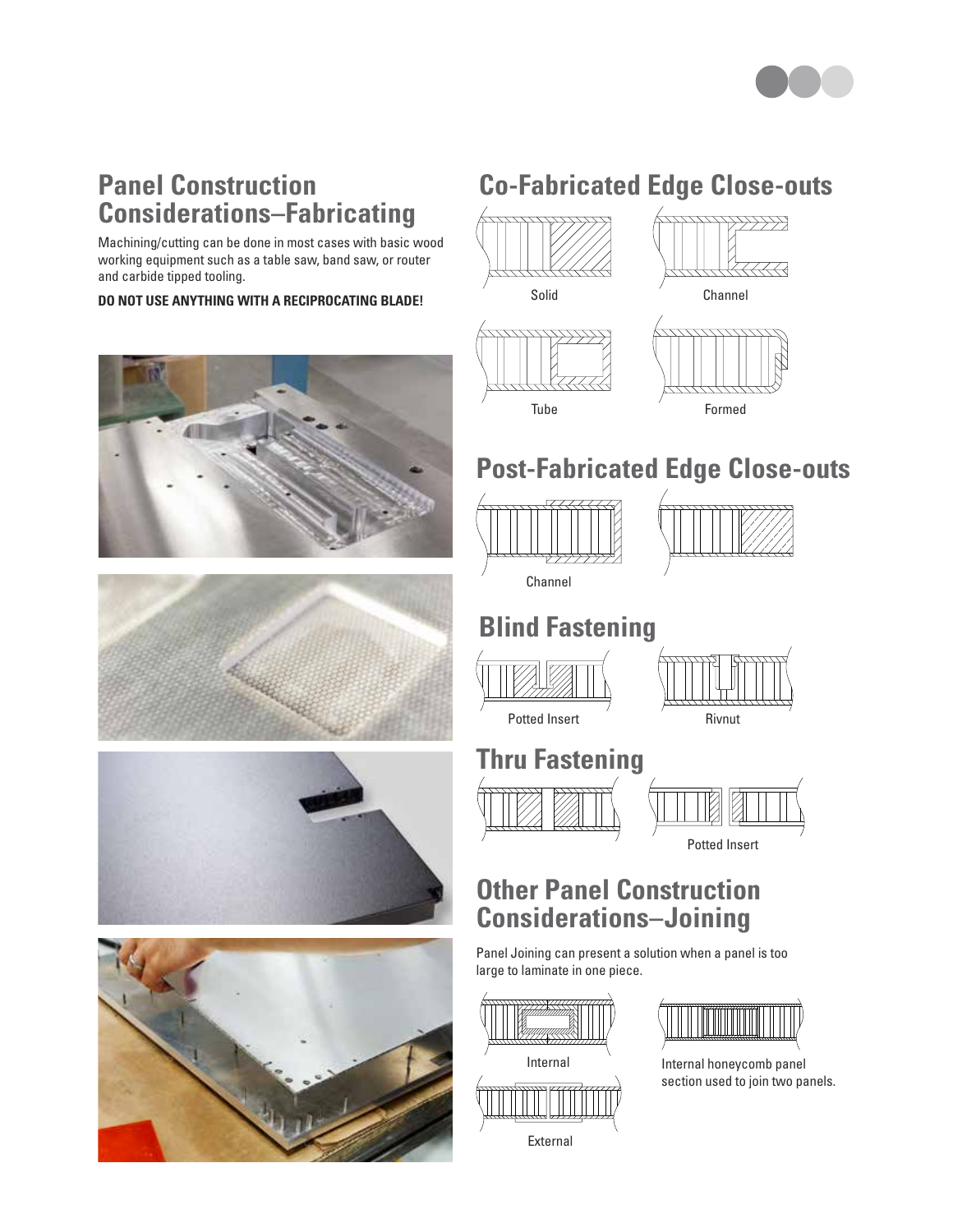## Panel Construction Considerations–Fabricating

Machining/cutting can be done in most cases with basic wood working equipment such as a table saw, band saw, or router and carbide tipped tooling.

**DO NOT USE ANYTHING WITH A RECIPROCATING BLADE!**

## Co-Fabricated Edge Close-outs

Solid

Channel

Tube

Formed

## Post-Fabricated Edge Close-outs

Channel

## Blind Fastening

Potted Insert

Rivnut

## Thru Fastening

Potted Insert

## Other Panel Construction Considerations–Joining

Panel Joining can present a solution when a panel is too large to laminate in one piece.

Internal

Internal honeycomb panel section used to join two panels.

External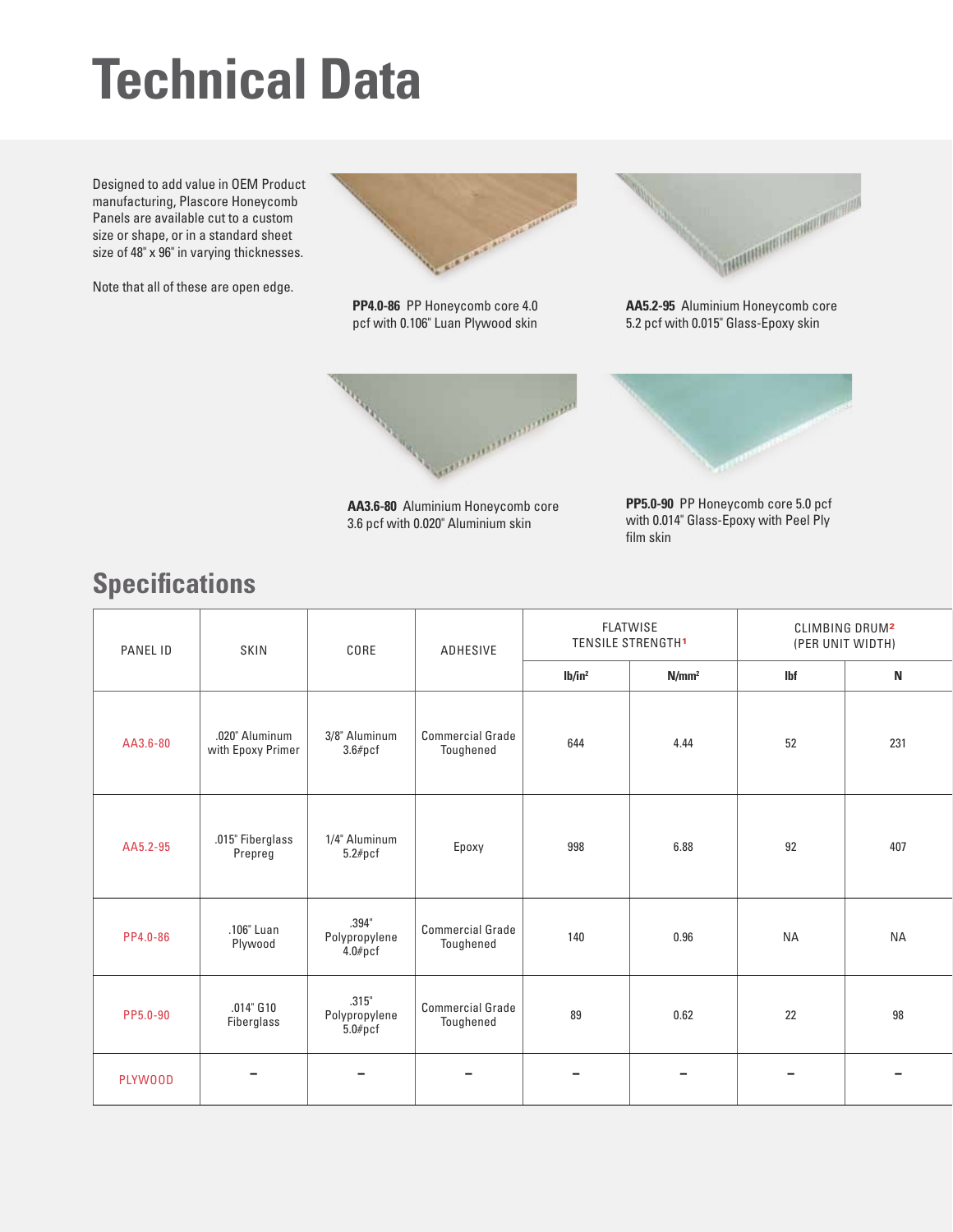# Technical Data

Designed to add value in OEM Product manufacturing, Plascore Honeycomb Panels are available cut to a custom size or shape, or in a standard sheet size of 48" x 96" in varying thicknesses.

Note that all of these are open edge.

**PP4.0-86** PP Honeycomb core 4.0 pcf with 0.106" Luan Plywood skin

**AA5.2-95** Aluminium Honeycomb core 5.2 pcf with 0.015" Glass-Epoxy skin

**AA3.6-80** Aluminium Honeycomb core 3.6 pcf with 0.020" Aluminium skin

**PP5.0-90** PP Honeycomb core 5.0 pcf with 0.014" Glass-Epoxy with Peel Ply film skin

## Specifications

| PANEL ID | SKIN | CORE | ADHESIVE | FLATWISE TENSILE STRENGTH[1] | | CLIMBING DRUM[2] (PER UNIT WIDTH) | |
|---|---|---|---|---|---|---|---|
| | | | | lb/in² | N/mm² | lbf | N |
| AA3.6-80 | .020" Aluminum with Epoxy Primer | 3/8" Aluminum 3.6#pcf | Commercial Grade Toughened | 644 | 4.44 | 52 | 231 |
| AA5.2-95 | .015" Fiberglass Prepreg | 1/4" Aluminum 5.2#pcf | Epoxy | 998 | 6.88 | 92 | 407 |
| PP4.0-86 | .106" Luan Plywood | .394" Polypropylene 4.0#pcf | Commercial Grade Toughened | 140 | 0.96 | NA | NA |
| PP5.0-90 | .014" G10 Fiberglass | .315" Polypropylene 5.0#pcf | Commercial Grade Toughened | 89 | 0.62 | 22 | 98 |
| PLYWOOD | – | – | – | – | – | – | – |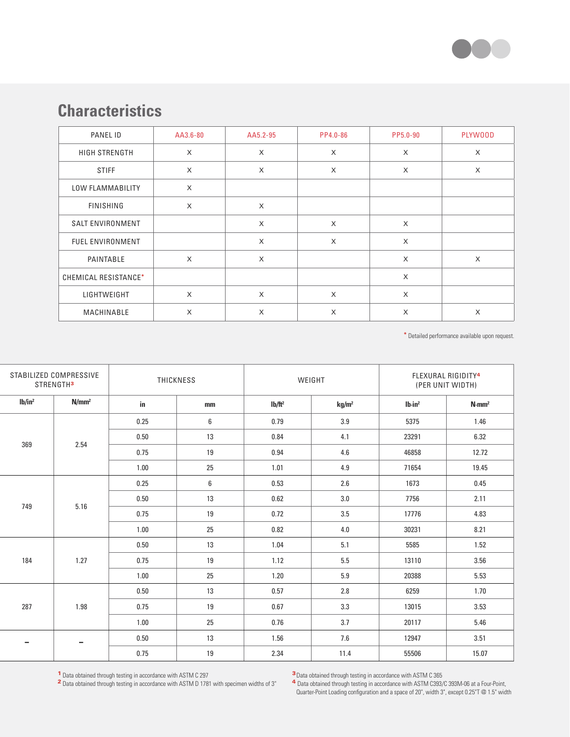## Characteristics

| PANEL ID | AA3.6-80 | AA5.2-95 | PP4.0-86 | PP5.0-90 | PLYWOOD |
|---|---|---|---|---|---|
| HIGH STRENGTH | X | X | X | X | X |
| STIFF | X | X | X | X | X |
| LOW FLAMMABILITY | X | | | | |
| FINISHING | X | X | | | |
| SALT ENVIRONMENT | | X | X | X | |
| FUEL ENVIRONMENT | | X | X | X | |
| PAINTABLE | X | X | | X | X |
| CHEMICAL RESISTANCE* | | | | X | |
| LIGHTWEIGHT | X | X | X | X | |
| MACHINABLE | X | X | X | X | X |

* Detailed performance available upon request.

| STABILIZED COMPRESSIVE STRENGTH[3] | | THICKNESS | | WEIGHT | | FLEXURAL RIGIDITY[4] (PER UNIT WIDTH) | |
|---|---|---|---|---|---|---|---|
| $lb/in^2$ | $N/mm^2$ | in | mm | $lb/ft^2$ | $kg/m^2$ | $lb{\cdot}in^2$ | $N{\cdot}mm^2$ |
| 369 | 2.54 | 0.25 | 6 | 0.79 | 3.9 | 5375 | 1.46 |
| | | 0.50 | 13 | 0.84 | 4.1 | 23291 | 6.32 |
| | | 0.75 | 19 | 0.94 | 4.6 | 46858 | 12.72 |
| | | 1.00 | 25 | 1.01 | 4.9 | 71654 | 19.45 |
| 749 | 5.16 | 0.25 | 6 | 0.53 | 2.6 | 1673 | 0.45 |
| | | 0.50 | 13 | 0.62 | 3.0 | 7756 | 2.11 |
| | | 0.75 | 19 | 0.72 | 3.5 | 17776 | 4.83 |
| | | 1.00 | 25 | 0.82 | 4.0 | 30231 | 8.21 |
| 184 | 1.27 | 0.50 | 13 | 1.04 | 5.1 | 5585 | 1.52 |
| | | 0.75 | 19 | 1.12 | 5.5 | 13110 | 3.56 |
| | | 1.00 | 25 | 1.20 | 5.9 | 20388 | 5.53 |
| 287 | 1.98 | 0.50 | 13 | 0.57 | 2.8 | 6259 | 1.70 |
| | | 0.75 | 19 | 0.67 | 3.3 | 13015 | 3.53 |
| | | 1.00 | 25 | 0.76 | 3.7 | 20117 | 5.46 |
| – | – | 0.50 | 13 | 1.56 | 7.6 | 12947 | 3.51 |
| | | 0.75 | 19 | 2.34 | 11.4 | 55506 | 15.07 |

[1] Data obtained through testing in accordance with ASTM C 297
[2] Data obtained through testing in accordance with ASTM D 1781 with specimen widths of 3"
[3] Data obtained through testing in accordance with ASTM C 365
[4] Data obtained through testing in accordance with ASTM C393/C 393M-06 at a Four-Point, Quarter-Point Loading configuration and a space of 20", width 3", except 0.25"T @ 1.5" width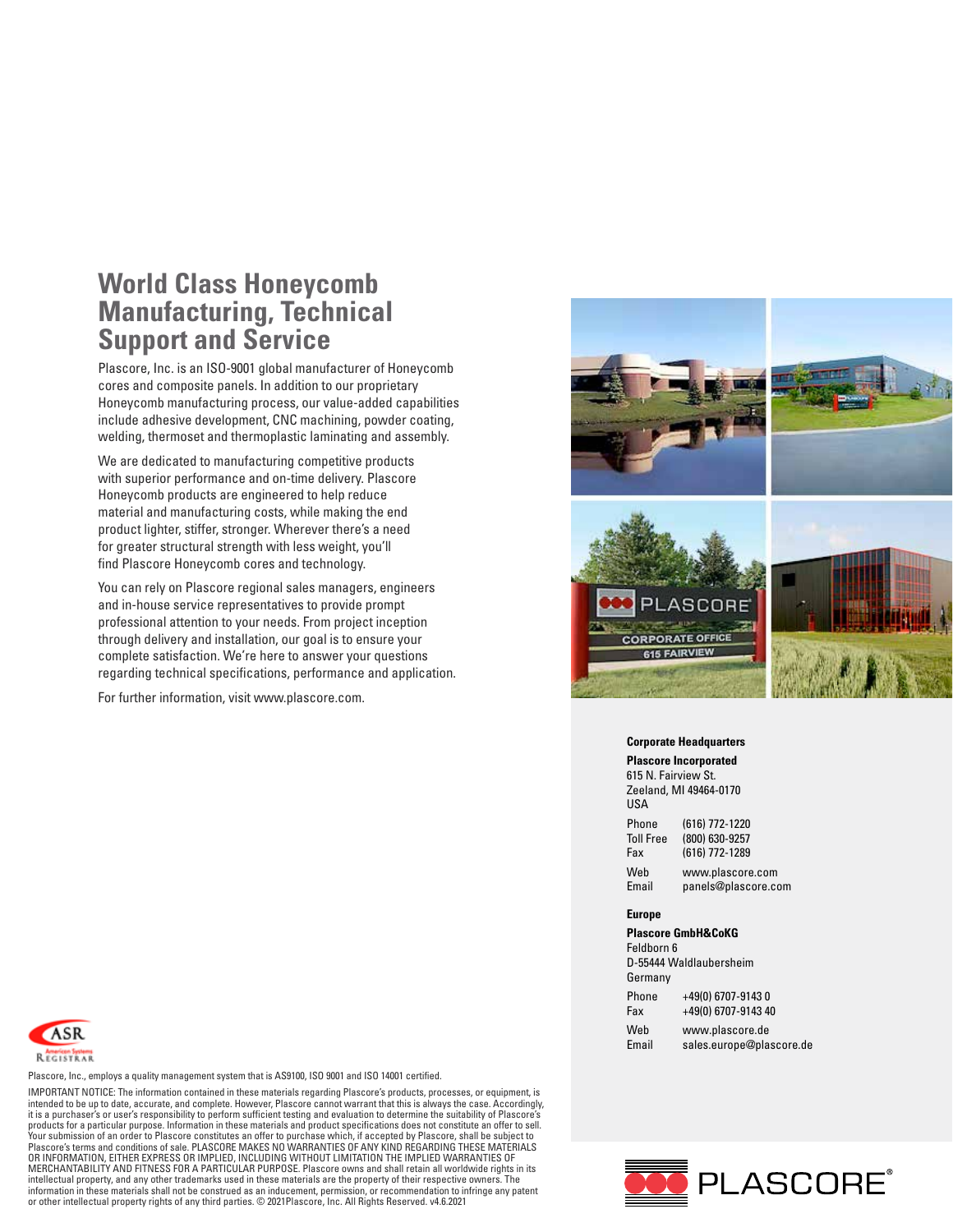# World Class Honeycomb Manufacturing, Technical Support and Service

Plascore, Inc. is an ISO-9001 global manufacturer of Honeycomb cores and composite panels. In addition to our proprietary Honeycomb manufacturing process, our value-added capabilities include adhesive development, CNC machining, powder coating, welding, thermoset and thermoplastic laminating and assembly.

We are dedicated to manufacturing competitive products with superior performance and on-time delivery. Plascore Honeycomb products are engineered to help reduce material and manufacturing costs, while making the end product lighter, stiffer, stronger. Wherever there's a need for greater structural strength with less weight, you'll find Plascore Honeycomb cores and technology.

You can rely on Plascore regional sales managers, engineers and in-house service representatives to provide prompt professional attention to your needs. From project inception through delivery and installation, our goal is to ensure your complete satisfaction. We're here to answer your questions regarding technical specifications, performance and application.

For further information, visit www.plascore.com.

**Corporate Headquarters**

**Plascore Incorporated**
615 N. Fairview St.
Zeeland, MI 49464-0170
USA

| | |
|---|---|
| Phone | (616) 772-1220 |
| Toll Free | (800) 630-9257 |
| Fax | (616) 772-1289 |
| Web | www.plascore.com |
| Email | panels@plascore.com |

**Europe**

**Plascore GmbH&CoKG**
Feldborn 6
D-55444 Waldlaubersheim
Germany

| | |
|---|---|
| Phone | +49(0) 6707-9143 0 |
| Fax | +49(0) 6707-9143 40 |
| Web | www.plascore.de |
| Email | sales.europe@plascore.de |

Plascore, Inc., employs a quality management system that is AS9100, ISO 9001 and ISO 14001 certified.

IMPORTANT NOTICE: The information contained in these materials regarding Plascore's products, processes, or equipment, is intended to be up to date, accurate, and complete. However, Plascore cannot warrant that this is always the case. Accordingly, it is a purchaser's or user's responsibility to perform sufficient testing and evaluation to determine the suitability of Plascore's products for a particular purpose. Information in these materials and product specifications does not constitute an offer to sell. Your submission of an order to Plascore constitutes an offer to purchase which, if accepted by Plascore, shall be subject to Plascore's terms and conditions of sale. PLASCORE MAKES NO WARRANTIES OF ANY KIND REGARDING THESE MATERIALS OR INFORMATION, EITHER EXPRESS OR IMPLIED, INCLUDING WITHOUT LIMITATION THE IMPLIED WARRANTIES OF MERCHANTABILITY AND FITNESS FOR A PARTICULAR PURPOSE. Plascore owns and shall retain all worldwide rights in its intellectual property, and any other trademarks used in these materials are the property of their respective owners. The information in these materials shall not be construed as an inducement, permission, or recommendation to infringe any patent or other intellectual property rights of any third parties. © 2021Plascore, Inc. All Rights Reserved. v4.6.2021